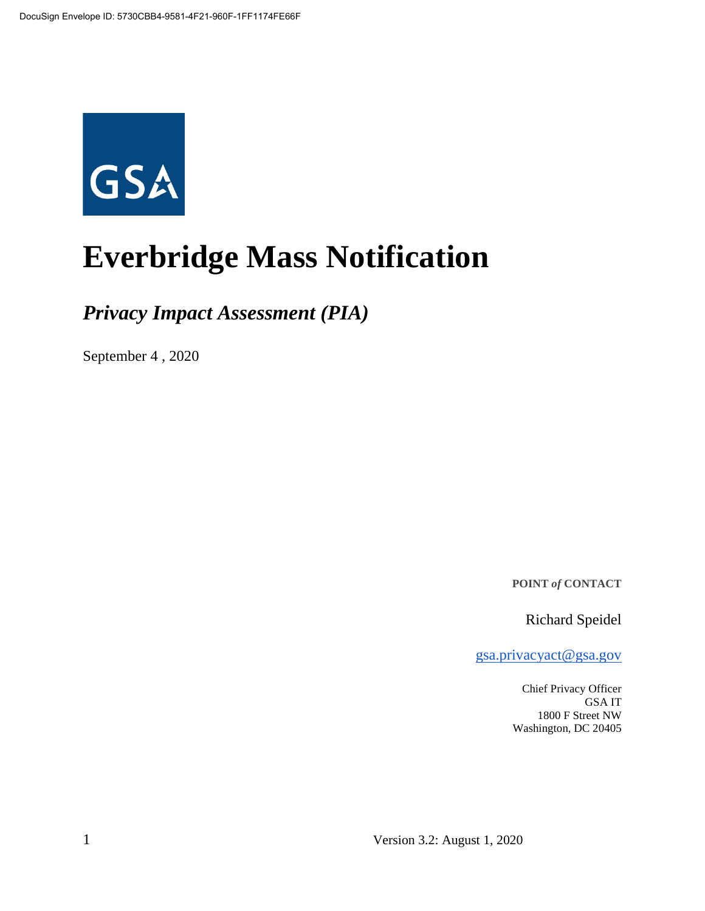DocuSign Envelope ID: 5730CBB4-9581-4F21-960F-1FF1174FE66F

GSA

# Everbridge Mass Notification

## *Privacy Impact Assessment (PIA)*

September 4 , 2020

**POINT *of* CONTACT**

Richard Speidel

gsa.privacyact@gsa.gov

Chief Privacy Officer
GSA IT
1800 F Street NW
Washington, DC 20405

Version 3.2: August 1, 2020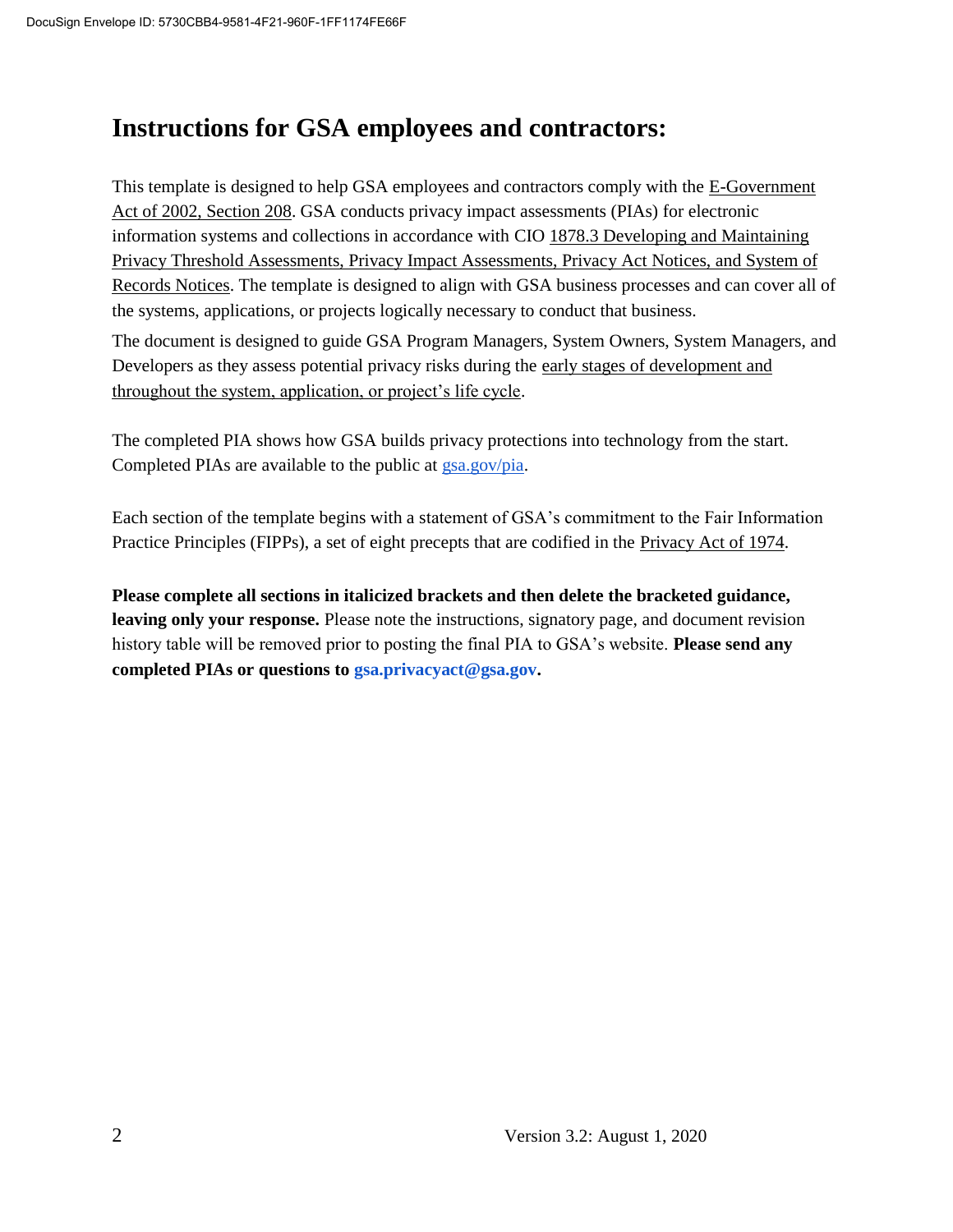# Instructions for GSA employees and contractors:

This template is designed to help GSA employees and contractors comply with the E-Government Act of 2002, Section 208. GSA conducts privacy impact assessments (PIAs) for electronic information systems and collections in accordance with CIO 1878.3 Developing and Maintaining Privacy Threshold Assessments, Privacy Impact Assessments, Privacy Act Notices, and System of Records Notices. The template is designed to align with GSA business processes and can cover all of the systems, applications, or projects logically necessary to conduct that business.

The document is designed to guide GSA Program Managers, System Owners, System Managers, and Developers as they assess potential privacy risks during the early stages of development and throughout the system, application, or project's life cycle.

The completed PIA shows how GSA builds privacy protections into technology from the start. Completed PIAs are available to the public at gsa.gov/pia.

Each section of the template begins with a statement of GSA's commitment to the Fair Information Practice Principles (FIPPs), a set of eight precepts that are codified in the Privacy Act of 1974.

**Please complete all sections in italicized brackets and then delete the bracketed guidance, leaving only your response.** Please note the instructions, signatory page, and document revision history table will be removed prior to posting the final PIA to GSA's website. **Please send any completed PIAs or questions to gsa.privacyact@gsa.gov.**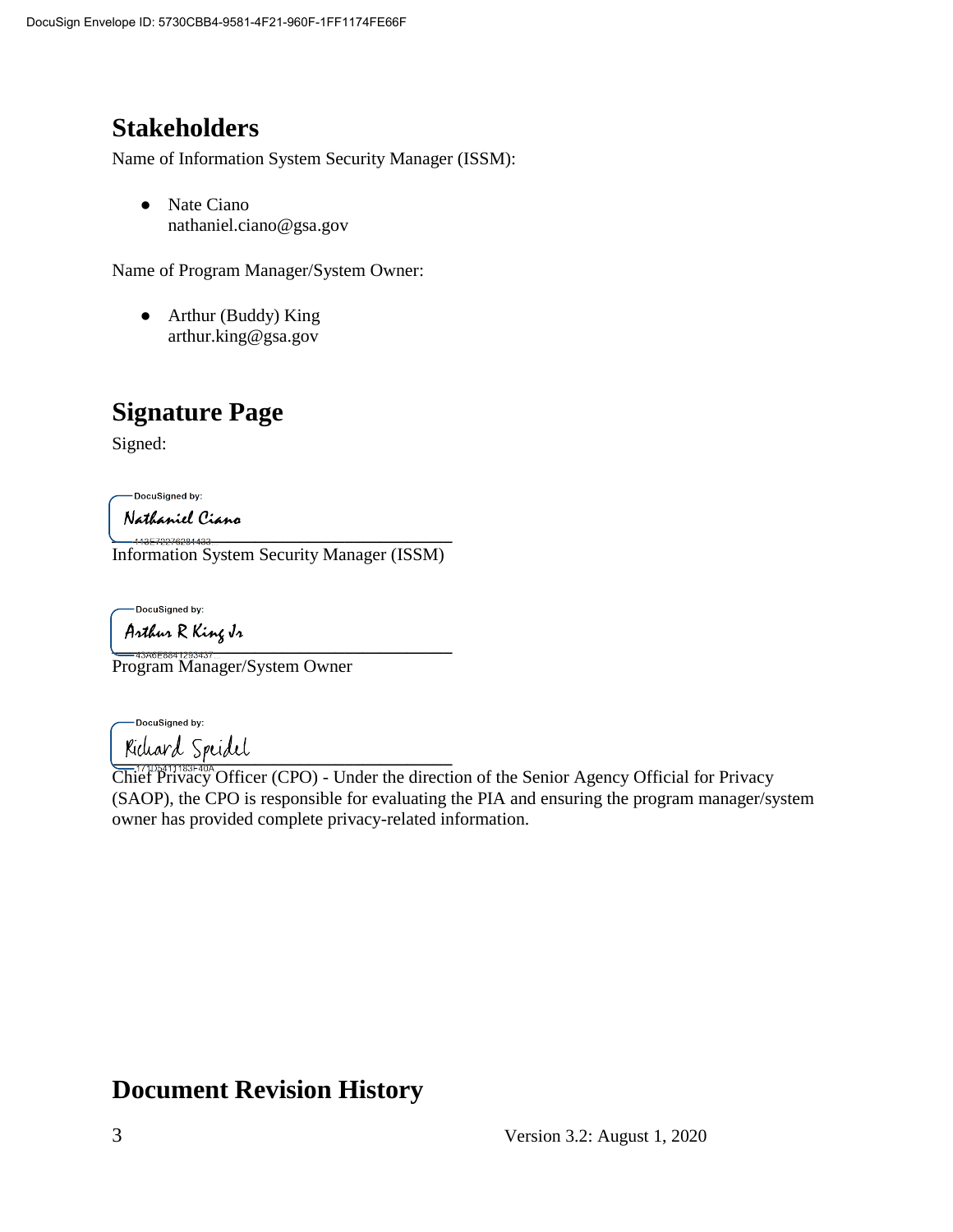## Stakeholders

Name of Information System Security Manager (ISSM):

- Nate Ciano
  nathaniel.ciano@gsa.gov

Name of Program Manager/System Owner:

- Arthur (Buddy) King
  arthur.king@gsa.gov

## Signature Page

Signed:

DocuSigned by:
Nathaniel Ciano
413E72276281433...

Information System Security Manager (ISSM)

DocuSigned by:
Arthur R King Jr
43A6E6841293437...

Program Manager/System Owner

DocuSigned by:
Richard Speidel
171D5411183F40A...

Chief Privacy Officer (CPO) - Under the direction of the Senior Agency Official for Privacy (SAOP), the CPO is responsible for evaluating the PIA and ensuring the program manager/system owner has provided complete privacy-related information.

## Document Revision History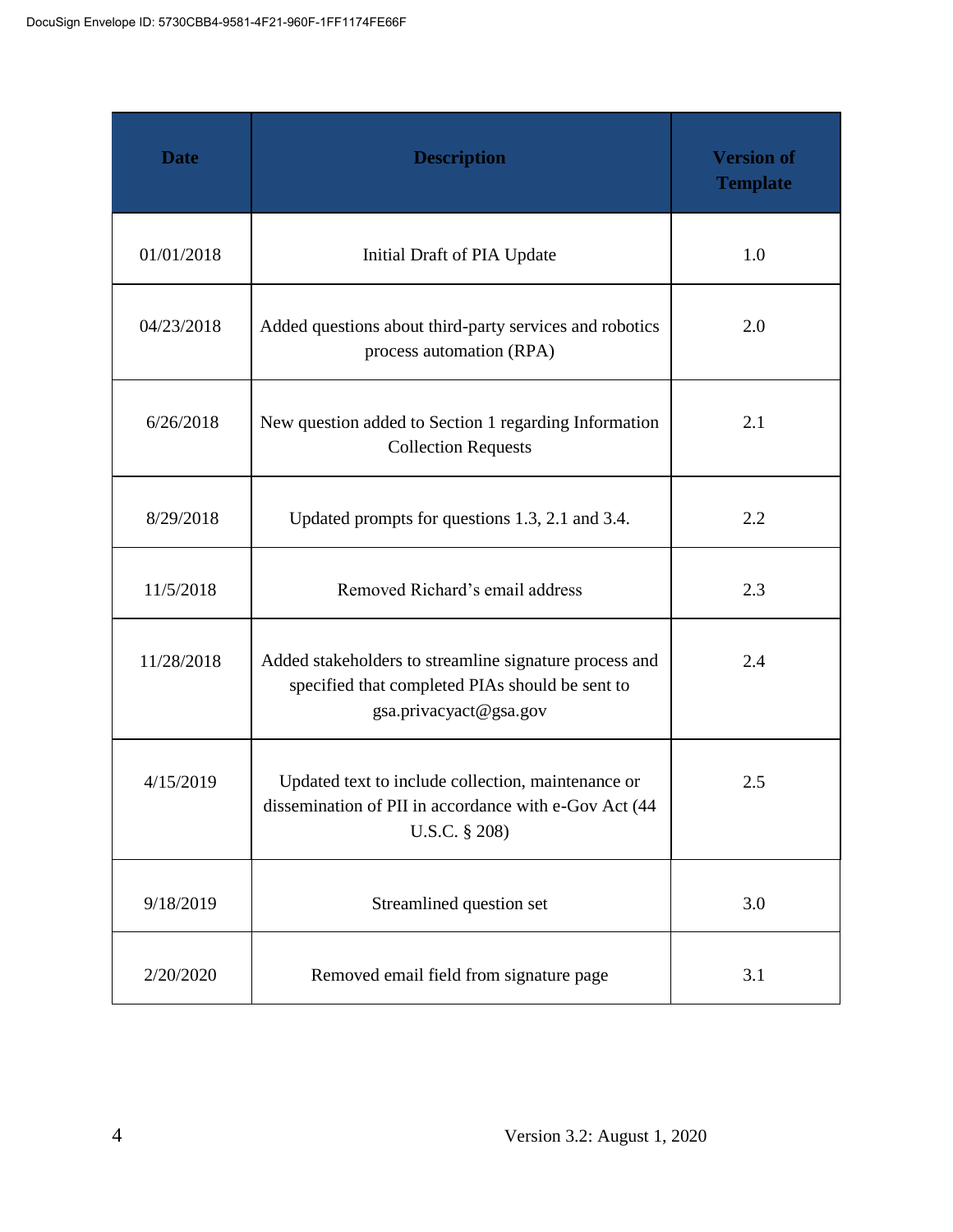| Date | Description | Version of Template |
|---|---|---|
| 01/01/2018 | Initial Draft of PIA Update | 1.0 |
| 04/23/2018 | Added questions about third-party services and robotics process automation (RPA) | 2.0 |
| 6/26/2018 | New question added to Section 1 regarding Information Collection Requests | 2.1 |
| 8/29/2018 | Updated prompts for questions 1.3, 2.1 and 3.4. | 2.2 |
| 11/5/2018 | Removed Richard's email address | 2.3 |
| 11/28/2018 | Added stakeholders to streamline signature process and specified that completed PIAs should be sent to gsa.privacyact@gsa.gov | 2.4 |
| 4/15/2019 | Updated text to include collection, maintenance or dissemination of PII in accordance with e-Gov Act (44 U.S.C. § 208) | 2.5 |
| 9/18/2019 | Streamlined question set | 3.0 |
| 2/20/2020 | Removed email field from signature page | 3.1 |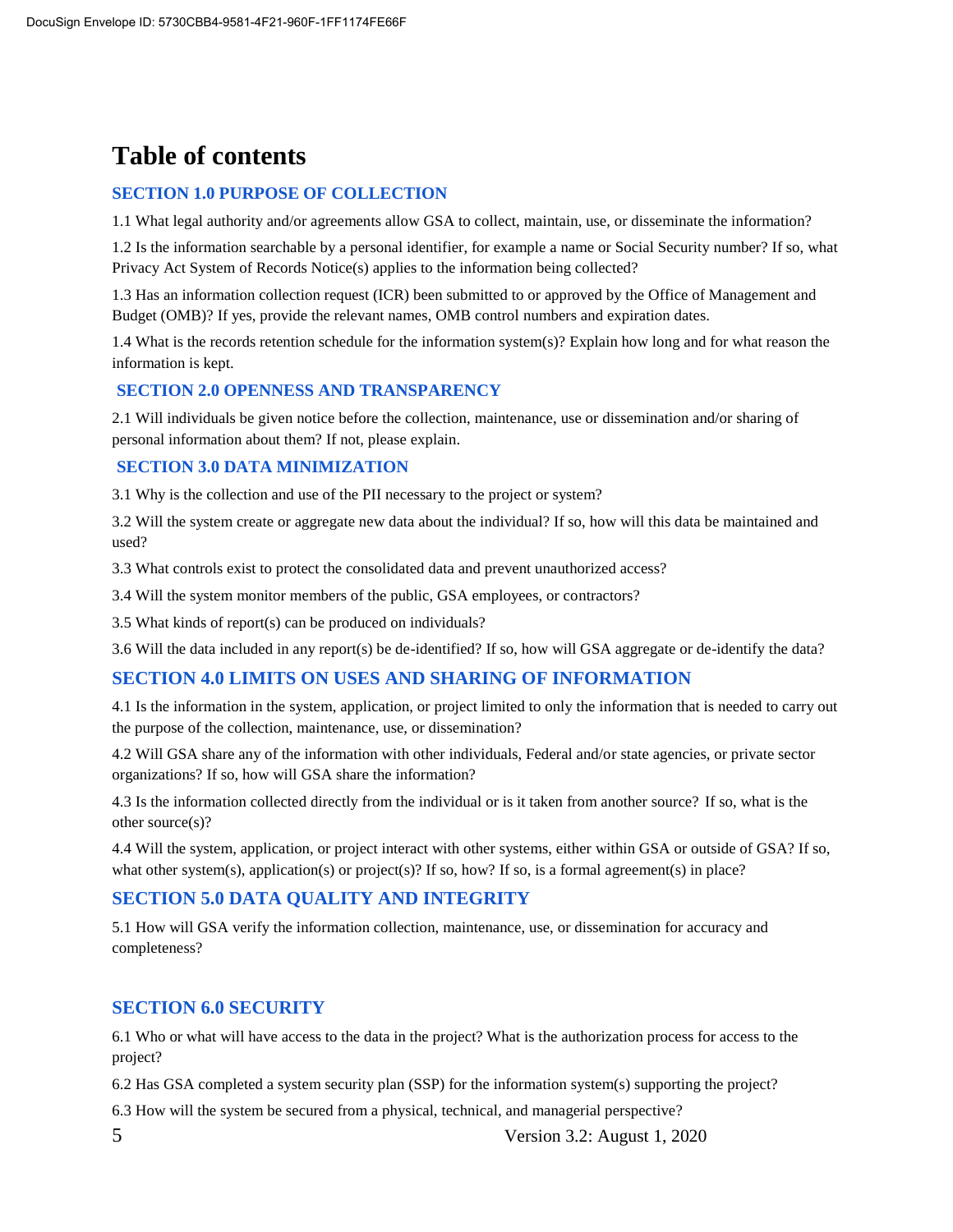# Table of contents

## SECTION 1.0 PURPOSE OF COLLECTION

1.1 What legal authority and/or agreements allow GSA to collect, maintain, use, or disseminate the information?

1.2 Is the information searchable by a personal identifier, for example a name or Social Security number? If so, what Privacy Act System of Records Notice(s) applies to the information being collected?

1.3 Has an information collection request (ICR) been submitted to or approved by the Office of Management and Budget (OMB)? If yes, provide the relevant names, OMB control numbers and expiration dates.

1.4 What is the records retention schedule for the information system(s)? Explain how long and for what reason the information is kept.

## SECTION 2.0 OPENNESS AND TRANSPARENCY

2.1 Will individuals be given notice before the collection, maintenance, use or dissemination and/or sharing of personal information about them? If not, please explain.

## SECTION 3.0 DATA MINIMIZATION

3.1 Why is the collection and use of the PII necessary to the project or system?

3.2 Will the system create or aggregate new data about the individual? If so, how will this data be maintained and used?

3.3 What controls exist to protect the consolidated data and prevent unauthorized access?

3.4 Will the system monitor members of the public, GSA employees, or contractors?

3.5 What kinds of report(s) can be produced on individuals?

3.6 Will the data included in any report(s) be de-identified? If so, how will GSA aggregate or de-identify the data?

## SECTION 4.0 LIMITS ON USES AND SHARING OF INFORMATION

4.1 Is the information in the system, application, or project limited to only the information that is needed to carry out the purpose of the collection, maintenance, use, or dissemination?

4.2 Will GSA share any of the information with other individuals, Federal and/or state agencies, or private sector organizations? If so, how will GSA share the information?

4.3 Is the information collected directly from the individual or is it taken from another source? If so, what is the other source(s)?

4.4 Will the system, application, or project interact with other systems, either within GSA or outside of GSA? If so, what other system(s), application(s) or project(s)? If so, how? If so, is a formal agreement(s) in place?

## SECTION 5.0 DATA QUALITY AND INTEGRITY

5.1 How will GSA verify the information collection, maintenance, use, or dissemination for accuracy and completeness?

## SECTION 6.0 SECURITY

6.1 Who or what will have access to the data in the project? What is the authorization process for access to the project?

6.2 Has GSA completed a system security plan (SSP) for the information system(s) supporting the project?

6.3 How will the system be secured from a physical, technical, and managerial perspective?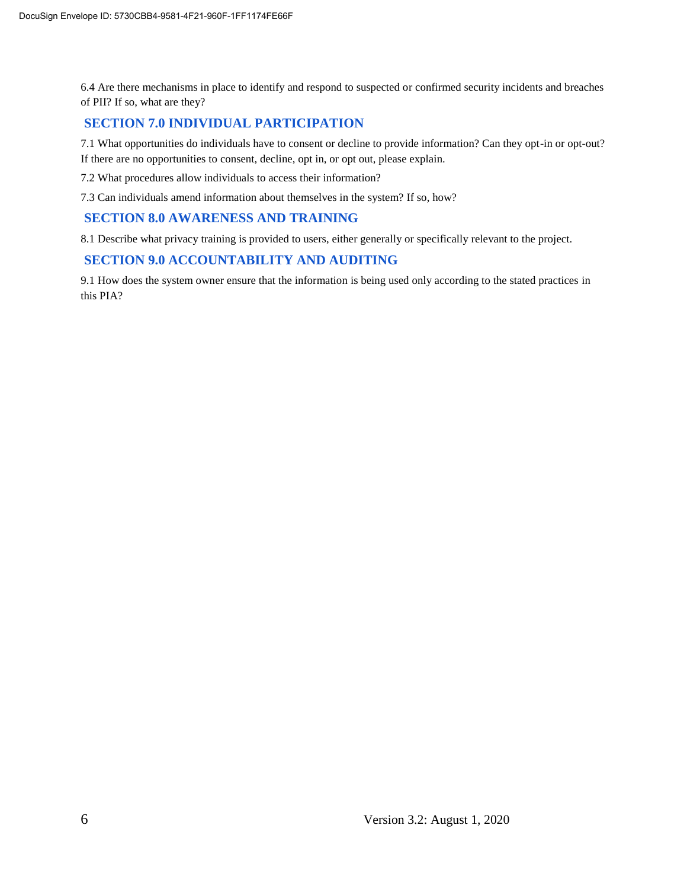6.4 Are there mechanisms in place to identify and respond to suspected or confirmed security incidents and breaches of PII? If so, what are they?

## SECTION 7.0 INDIVIDUAL PARTICIPATION

7.1 What opportunities do individuals have to consent or decline to provide information? Can they opt-in or opt-out? If there are no opportunities to consent, decline, opt in, or opt out, please explain.

7.2 What procedures allow individuals to access their information?

7.3 Can individuals amend information about themselves in the system? If so, how?

## SECTION 8.0 AWARENESS AND TRAINING

8.1 Describe what privacy training is provided to users, either generally or specifically relevant to the project.

## SECTION 9.0 ACCOUNTABILITY AND AUDITING

9.1 How does the system owner ensure that the information is being used only according to the stated practices in this PIA?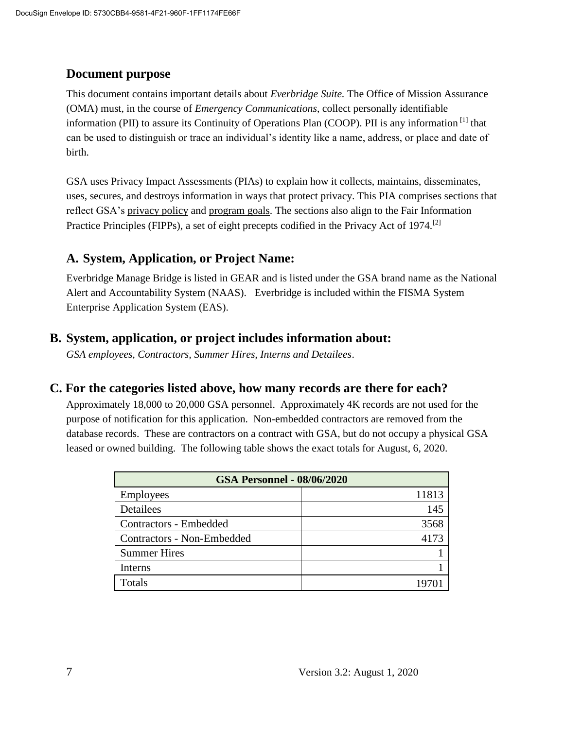## Document purpose

This document contains important details about *Everbridge Suite.* The Office of Mission Assurance (OMA) must, in the course of *Emergency Communications*, collect personally identifiable information (PII) to assure its Continuity of Operations Plan (COOP). PII is any information [1] that can be used to distinguish or trace an individual's identity like a name, address, or place and date of birth.

GSA uses Privacy Impact Assessments (PIAs) to explain how it collects, maintains, disseminates, uses, secures, and destroys information in ways that protect privacy. This PIA comprises sections that reflect GSA's privacy policy and program goals. The sections also align to the Fair Information Practice Principles (FIPPs), a set of eight precepts codified in the Privacy Act of 1974.[2]

## A. System, Application, or Project Name:

Everbridge Manage Bridge is listed in GEAR and is listed under the GSA brand name as the National Alert and Accountability System (NAAS). Everbridge is included within the FISMA System Enterprise Application System (EAS).

## B. System, application, or project includes information about:

*GSA employees, Contractors, Summer Hires, Interns and Detailees*.

## C. For the categories listed above, how many records are there for each?

Approximately 18,000 to 20,000 GSA personnel. Approximately 4K records are not used for the purpose of notification for this application. Non-embedded contractors are removed from the database records. These are contractors on a contract with GSA, but do not occupy a physical GSA leased or owned building. The following table shows the exact totals for August, 6, 2020.

| GSA Personnel - 08/06/2020 | |
|---|---|
| Employees | 11813 |
| Detailees | 145 |
| Contractors - Embedded | 3568 |
| Contractors - Non-Embedded | 4173 |
| Summer Hires | 1 |
| Interns | 1 |
| Totals | 19701 |

Version 3.2: August 1, 2020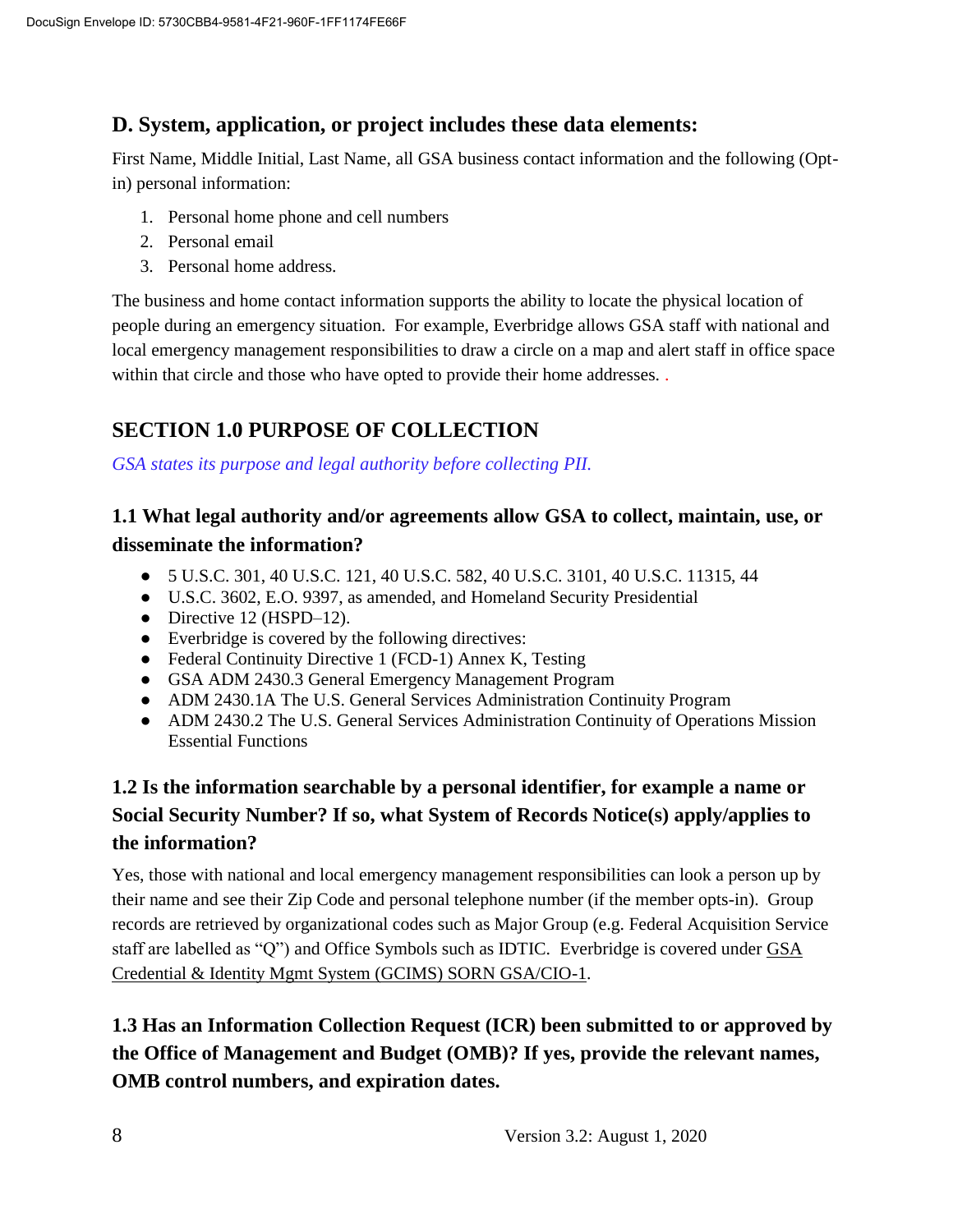## D. System, application, or project includes these data elements:

First Name, Middle Initial, Last Name, all GSA business contact information and the following (Opt-in) personal information:

1. Personal home phone and cell numbers
2. Personal email
3. Personal home address.

The business and home contact information supports the ability to locate the physical location of people during an emergency situation. For example, Everbridge allows GSA staff with national and local emergency management responsibilities to draw a circle on a map and alert staff in office space within that circle and those who have opted to provide their home addresses. .

## SECTION 1.0 PURPOSE OF COLLECTION

*GSA states its purpose and legal authority before collecting PII.*

### 1.1 What legal authority and/or agreements allow GSA to collect, maintain, use, or disseminate the information?

- 5 U.S.C. 301, 40 U.S.C. 121, 40 U.S.C. 582, 40 U.S.C. 3101, 40 U.S.C. 11315, 44
- U.S.C. 3602, E.O. 9397, as amended, and Homeland Security Presidential
- Directive 12 (HSPD–12).
- Everbridge is covered by the following directives:
- Federal Continuity Directive 1 (FCD-1) Annex K, Testing
- GSA ADM 2430.3 General Emergency Management Program
- ADM 2430.1A The U.S. General Services Administration Continuity Program
- ADM 2430.2 The U.S. General Services Administration Continuity of Operations Mission Essential Functions

### 1.2 Is the information searchable by a personal identifier, for example a name or Social Security Number? If so, what System of Records Notice(s) apply/applies to the information?

Yes, those with national and local emergency management responsibilities can look a person up by their name and see their Zip Code and personal telephone number (if the member opts-in). Group records are retrieved by organizational codes such as Major Group (e.g. Federal Acquisition Service staff are labelled as "Q") and Office Symbols such as IDTIC. Everbridge is covered under GSA Credential & Identity Mgmt System (GCIMS) SORN GSA/CIO-1.

### 1.3 Has an Information Collection Request (ICR) been submitted to or approved by the Office of Management and Budget (OMB)? If yes, provide the relevant names, OMB control numbers, and expiration dates.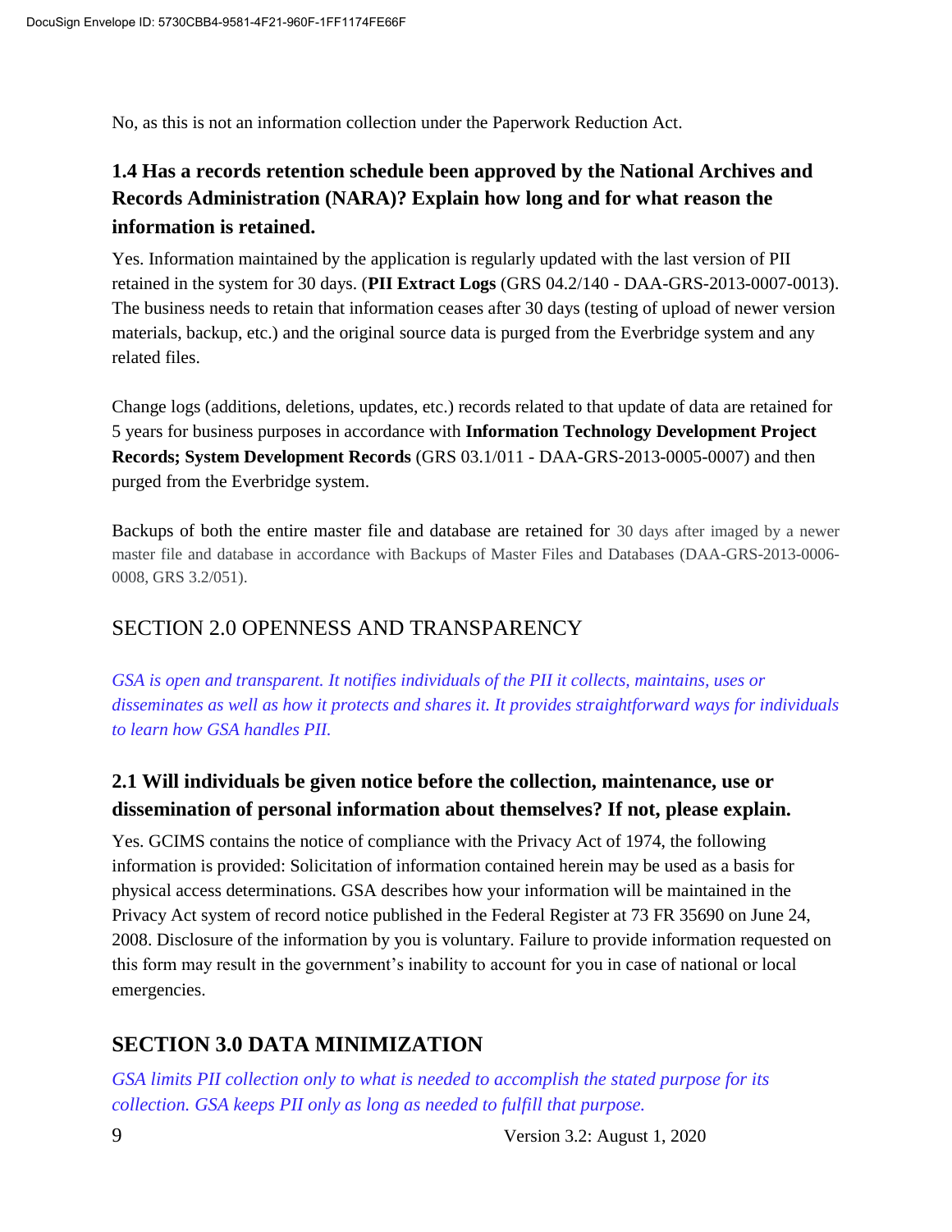No, as this is not an information collection under the Paperwork Reduction Act.

## 1.4 Has a records retention schedule been approved by the National Archives and Records Administration (NARA)? Explain how long and for what reason the information is retained.

Yes. Information maintained by the application is regularly updated with the last version of PII retained in the system for 30 days. (**PII Extract Logs** (GRS 04.2/140 - DAA-GRS-2013-0007-0013). The business needs to retain that information ceases after 30 days (testing of upload of newer version materials, backup, etc.) and the original source data is purged from the Everbridge system and any related files.

Change logs (additions, deletions, updates, etc.) records related to that update of data are retained for 5 years for business purposes in accordance with **Information Technology Development Project Records; System Development Records** (GRS 03.1/011 - DAA-GRS-2013-0005-0007) and then purged from the Everbridge system.

Backups of both the entire master file and database are retained for 30 days after imaged by a newer master file and database in accordance with Backups of Master Files and Databases (DAA-GRS-2013-0006-0008, GRS 3.2/051).

# SECTION 2.0 OPENNESS AND TRANSPARENCY

*GSA is open and transparent. It notifies individuals of the PII it collects, maintains, uses or disseminates as well as how it protects and shares it. It provides straightforward ways for individuals to learn how GSA handles PII.*

## 2.1 Will individuals be given notice before the collection, maintenance, use or dissemination of personal information about themselves? If not, please explain.

Yes. GCIMS contains the notice of compliance with the Privacy Act of 1974, the following information is provided: Solicitation of information contained herein may be used as a basis for physical access determinations. GSA describes how your information will be maintained in the Privacy Act system of record notice published in the Federal Register at 73 FR 35690 on June 24, 2008. Disclosure of the information by you is voluntary. Failure to provide information requested on this form may result in the government's inability to account for you in case of national or local emergencies.

# SECTION 3.0 DATA MINIMIZATION

*GSA limits PII collection only to what is needed to accomplish the stated purpose for its collection. GSA keeps PII only as long as needed to fulfill that purpose.*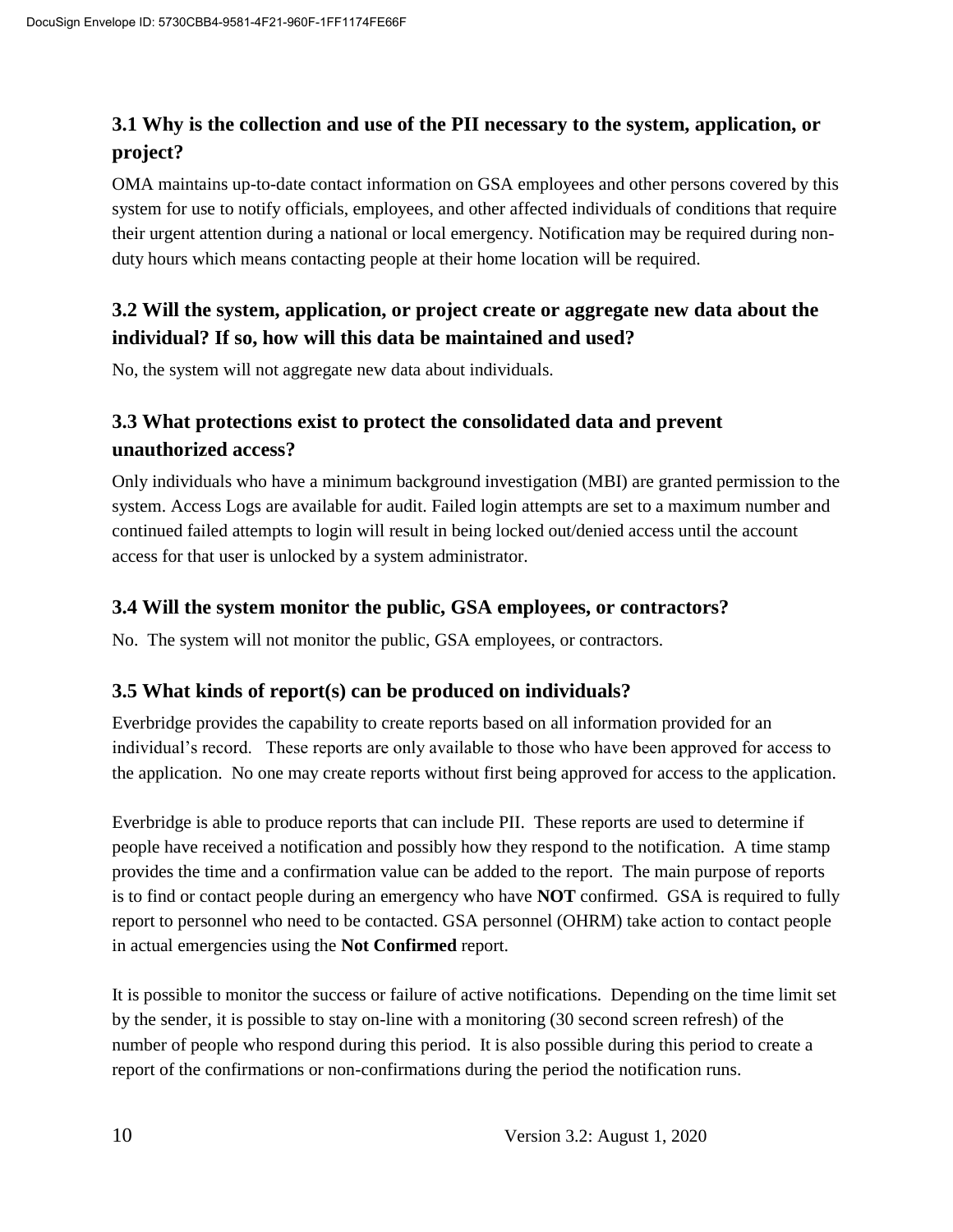### 3.1 Why is the collection and use of the PII necessary to the system, application, or project?

OMA maintains up-to-date contact information on GSA employees and other persons covered by this system for use to notify officials, employees, and other affected individuals of conditions that require their urgent attention during a national or local emergency. Notification may be required during non-duty hours which means contacting people at their home location will be required.

### 3.2 Will the system, application, or project create or aggregate new data about the individual? If so, how will this data be maintained and used?

No, the system will not aggregate new data about individuals.

### 3.3 What protections exist to protect the consolidated data and prevent unauthorized access?

Only individuals who have a minimum background investigation (MBI) are granted permission to the system. Access Logs are available for audit. Failed login attempts are set to a maximum number and continued failed attempts to login will result in being locked out/denied access until the account access for that user is unlocked by a system administrator.

### 3.4 Will the system monitor the public, GSA employees, or contractors?

No. The system will not monitor the public, GSA employees, or contractors.

### 3.5 What kinds of report(s) can be produced on individuals?

Everbridge provides the capability to create reports based on all information provided for an individual's record. These reports are only available to those who have been approved for access to the application. No one may create reports without first being approved for access to the application.

Everbridge is able to produce reports that can include PII. These reports are used to determine if people have received a notification and possibly how they respond to the notification. A time stamp provides the time and a confirmation value can be added to the report. The main purpose of reports is to find or contact people during an emergency who have **NOT** confirmed. GSA is required to fully report to personnel who need to be contacted. GSA personnel (OHRM) take action to contact people in actual emergencies using the **Not Confirmed** report.

It is possible to monitor the success or failure of active notifications. Depending on the time limit set by the sender, it is possible to stay on-line with a monitoring (30 second screen refresh) of the number of people who respond during this period. It is also possible during this period to create a report of the confirmations or non-confirmations during the period the notification runs.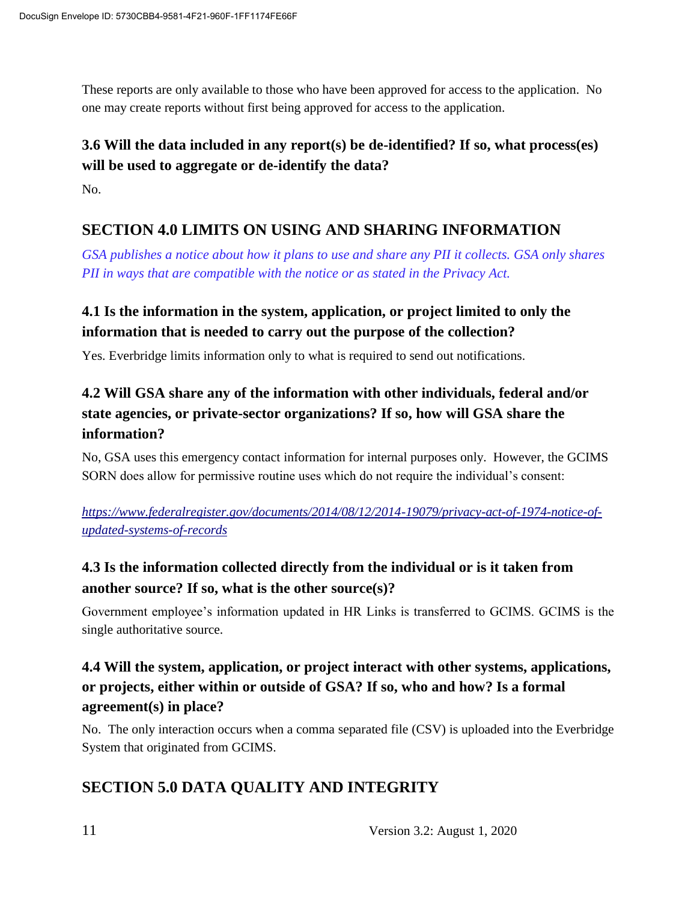These reports are only available to those who have been approved for access to the application. No one may create reports without first being approved for access to the application.

### 3.6 Will the data included in any report(s) be de-identified? If so, what process(es) will be used to aggregate or de-identify the data?

No.

## SECTION 4.0 LIMITS ON USING AND SHARING INFORMATION

*GSA publishes a notice about how it plans to use and share any PII it collects. GSA only shares PII in ways that are compatible with the notice or as stated in the Privacy Act.*

### 4.1 Is the information in the system, application, or project limited to only the information that is needed to carry out the purpose of the collection?

Yes. Everbridge limits information only to what is required to send out notifications.

### 4.2 Will GSA share any of the information with other individuals, federal and/or state agencies, or private-sector organizations? If so, how will GSA share the information?

No, GSA uses this emergency contact information for internal purposes only. However, the GCIMS SORN does allow for permissive routine uses which do not require the individual's consent:

*https://www.federalregister.gov/documents/2014/08/12/2014-19079/privacy-act-of-1974-notice-of-updated-systems-of-records*

### 4.3 Is the information collected directly from the individual or is it taken from another source? If so, what is the other source(s)?

Government employee's information updated in HR Links is transferred to GCIMS. GCIMS is the single authoritative source.

### 4.4 Will the system, application, or project interact with other systems, applications, or projects, either within or outside of GSA? If so, who and how? Is a formal agreement(s) in place?

No. The only interaction occurs when a comma separated file (CSV) is uploaded into the Everbridge System that originated from GCIMS.

## SECTION 5.0 DATA QUALITY AND INTEGRITY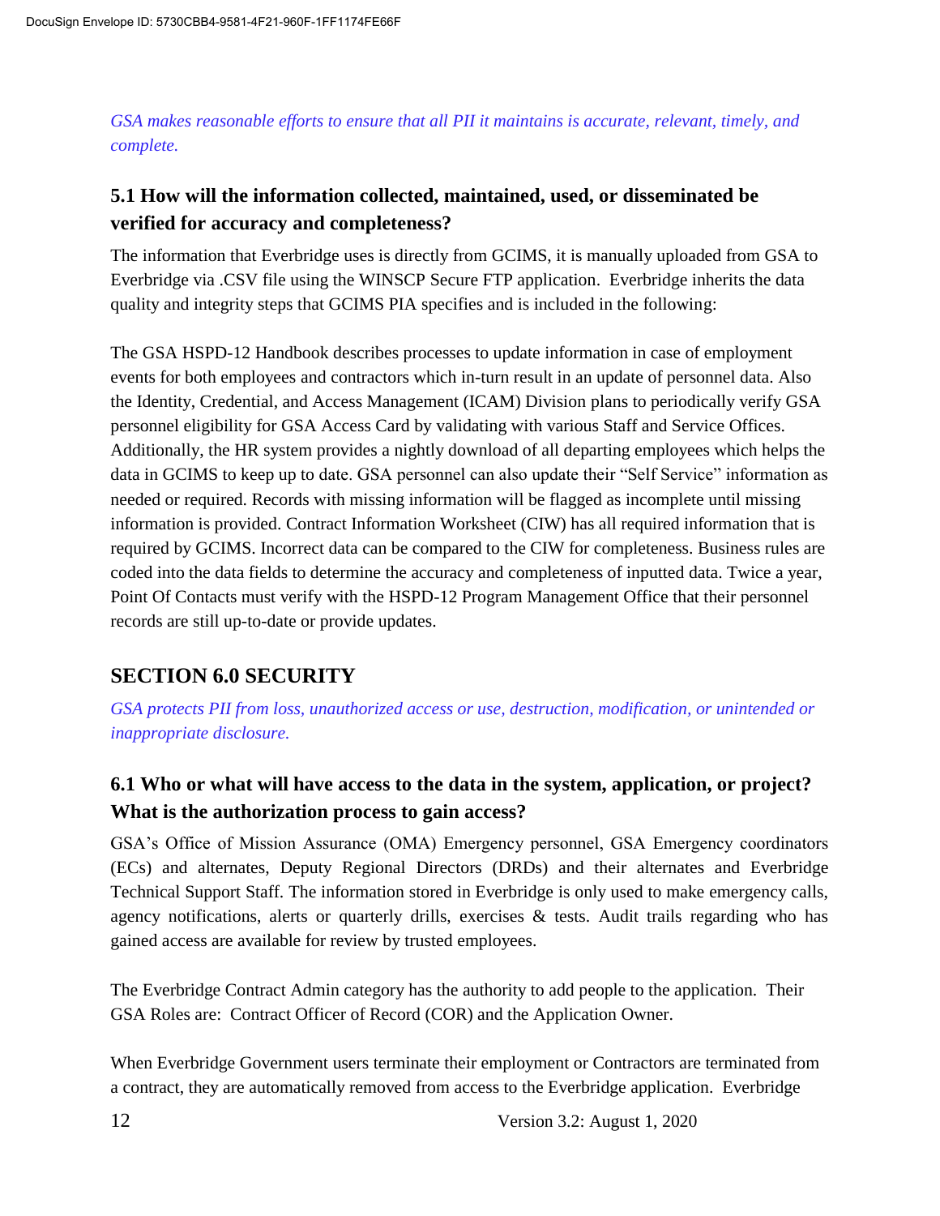*GSA makes reasonable efforts to ensure that all PII it maintains is accurate, relevant, timely, and complete.*

### 5.1 How will the information collected, maintained, used, or disseminated be verified for accuracy and completeness?

The information that Everbridge uses is directly from GCIMS, it is manually uploaded from GSA to Everbridge via .CSV file using the WINSCP Secure FTP application. Everbridge inherits the data quality and integrity steps that GCIMS PIA specifies and is included in the following:

The GSA HSPD-12 Handbook describes processes to update information in case of employment events for both employees and contractors which in-turn result in an update of personnel data. Also the Identity, Credential, and Access Management (ICAM) Division plans to periodically verify GSA personnel eligibility for GSA Access Card by validating with various Staff and Service Offices. Additionally, the HR system provides a nightly download of all departing employees which helps the data in GCIMS to keep up to date. GSA personnel can also update their "Self Service" information as needed or required. Records with missing information will be flagged as incomplete until missing information is provided. Contract Information Worksheet (CIW) has all required information that is required by GCIMS. Incorrect data can be compared to the CIW for completeness. Business rules are coded into the data fields to determine the accuracy and completeness of inputted data. Twice a year, Point Of Contacts must verify with the HSPD-12 Program Management Office that their personnel records are still up-to-date or provide updates.

## SECTION 6.0 SECURITY

*GSA protects PII from loss, unauthorized access or use, destruction, modification, or unintended or inappropriate disclosure.*

### 6.1 Who or what will have access to the data in the system, application, or project? What is the authorization process to gain access?

GSA's Office of Mission Assurance (OMA) Emergency personnel, GSA Emergency coordinators (ECs) and alternates, Deputy Regional Directors (DRDs) and their alternates and Everbridge Technical Support Staff. The information stored in Everbridge is only used to make emergency calls, agency notifications, alerts or quarterly drills, exercises & tests. Audit trails regarding who has gained access are available for review by trusted employees.

The Everbridge Contract Admin category has the authority to add people to the application. Their GSA Roles are: Contract Officer of Record (COR) and the Application Owner.

When Everbridge Government users terminate their employment or Contractors are terminated from a contract, they are automatically removed from access to the Everbridge application. Everbridge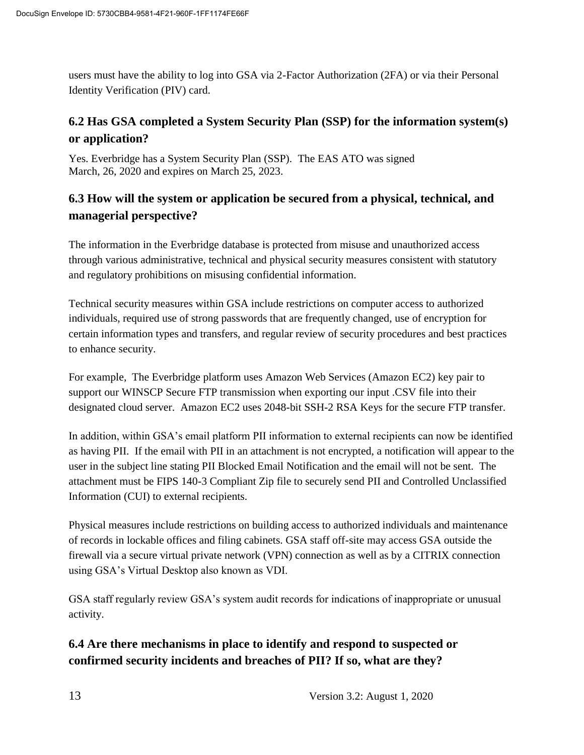users must have the ability to log into GSA via 2-Factor Authorization (2FA) or via their Personal Identity Verification (PIV) card.

## 6.2 Has GSA completed a System Security Plan (SSP) for the information system(s) or application?

Yes. Everbridge has a System Security Plan (SSP). The EAS ATO was signed March, 26, 2020 and expires on March 25, 2023.

## 6.3 How will the system or application be secured from a physical, technical, and managerial perspective?

The information in the Everbridge database is protected from misuse and unauthorized access through various administrative, technical and physical security measures consistent with statutory and regulatory prohibitions on misusing confidential information.

Technical security measures within GSA include restrictions on computer access to authorized individuals, required use of strong passwords that are frequently changed, use of encryption for certain information types and transfers, and regular review of security procedures and best practices to enhance security.

For example, The Everbridge platform uses Amazon Web Services (Amazon EC2) key pair to support our WINSCP Secure FTP transmission when exporting our input .CSV file into their designated cloud server. Amazon EC2 uses 2048-bit SSH-2 RSA Keys for the secure FTP transfer.

In addition, within GSA's email platform PII information to external recipients can now be identified as having PII. If the email with PII in an attachment is not encrypted, a notification will appear to the user in the subject line stating PII Blocked Email Notification and the email will not be sent. The attachment must be FIPS 140-3 Compliant Zip file to securely send PII and Controlled Unclassified Information (CUI) to external recipients.

Physical measures include restrictions on building access to authorized individuals and maintenance of records in lockable offices and filing cabinets. GSA staff off-site may access GSA outside the firewall via a secure virtual private network (VPN) connection as well as by a CITRIX connection using GSA's Virtual Desktop also known as VDI.

GSA staff regularly review GSA's system audit records for indications of inappropriate or unusual activity.

## 6.4 Are there mechanisms in place to identify and respond to suspected or confirmed security incidents and breaches of PII? If so, what are they?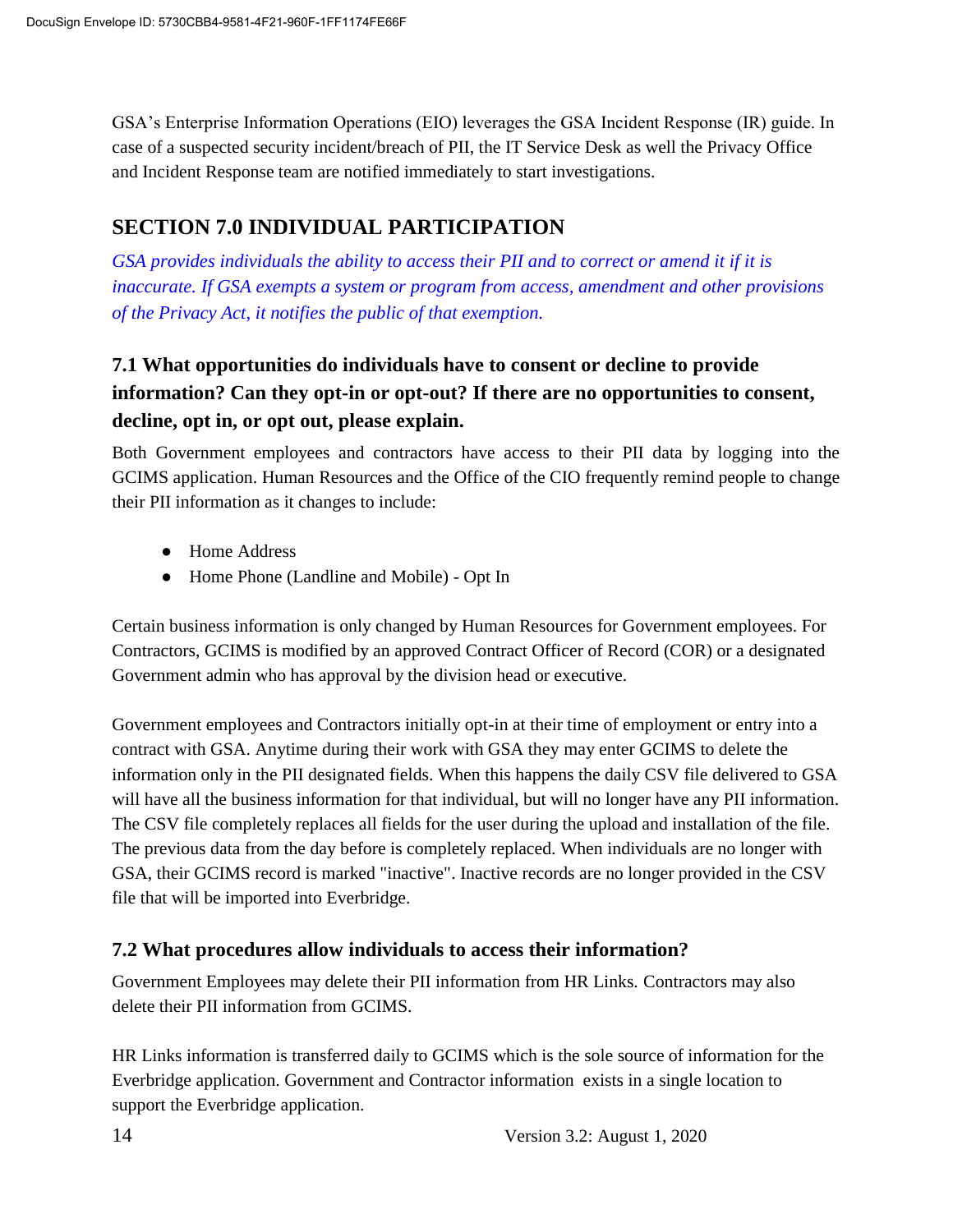GSA's Enterprise Information Operations (EIO) leverages the GSA Incident Response (IR) guide. In case of a suspected security incident/breach of PII, the IT Service Desk as well the Privacy Office and Incident Response team are notified immediately to start investigations.

## SECTION 7.0 INDIVIDUAL PARTICIPATION

*GSA provides individuals the ability to access their PII and to correct or amend it if it is inaccurate. If GSA exempts a system or program from access, amendment and other provisions of the Privacy Act, it notifies the public of that exemption.*

### 7.1 What opportunities do individuals have to consent or decline to provide information? Can they opt-in or opt-out? If there are no opportunities to consent, decline, opt in, or opt out, please explain.

Both Government employees and contractors have access to their PII data by logging into the GCIMS application. Human Resources and the Office of the CIO frequently remind people to change their PII information as it changes to include:

- Home Address
- Home Phone (Landline and Mobile) - Opt In

Certain business information is only changed by Human Resources for Government employees. For Contractors, GCIMS is modified by an approved Contract Officer of Record (COR) or a designated Government admin who has approval by the division head or executive.

Government employees and Contractors initially opt-in at their time of employment or entry into a contract with GSA. Anytime during their work with GSA they may enter GCIMS to delete the information only in the PII designated fields. When this happens the daily CSV file delivered to GSA will have all the business information for that individual, but will no longer have any PII information. The CSV file completely replaces all fields for the user during the upload and installation of the file. The previous data from the day before is completely replaced. When individuals are no longer with GSA, their GCIMS record is marked "inactive". Inactive records are no longer provided in the CSV file that will be imported into Everbridge.

### 7.2 What procedures allow individuals to access their information?

Government Employees may delete their PII information from HR Links. Contractors may also delete their PII information from GCIMS.

HR Links information is transferred daily to GCIMS which is the sole source of information for the Everbridge application. Government and Contractor information exists in a single location to support the Everbridge application.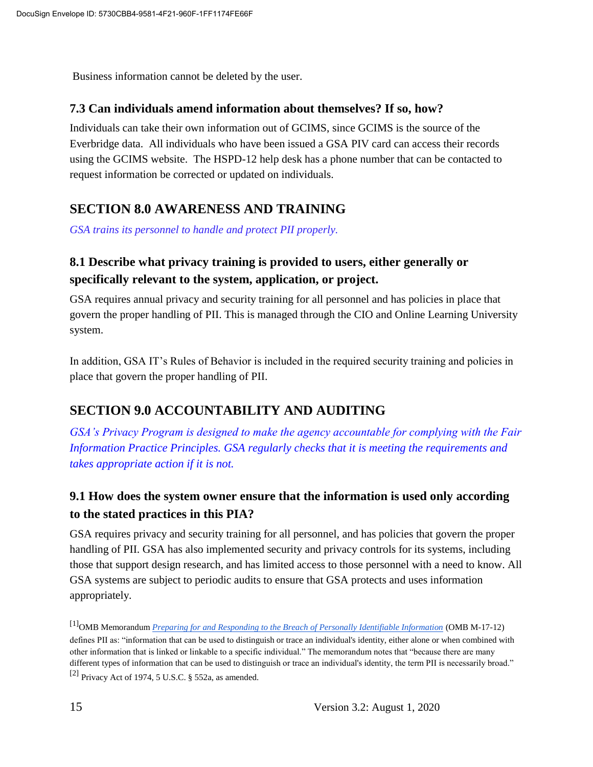Business information cannot be deleted by the user.

### 7.3 Can individuals amend information about themselves? If so, how?

Individuals can take their own information out of GCIMS, since GCIMS is the source of the Everbridge data. All individuals who have been issued a GSA PIV card can access their records using the GCIMS website. The HSPD-12 help desk has a phone number that can be contacted to request information be corrected or updated on individuals.

## SECTION 8.0 AWARENESS AND TRAINING

*GSA trains its personnel to handle and protect PII properly.*

### 8.1 Describe what privacy training is provided to users, either generally or specifically relevant to the system, application, or project.

GSA requires annual privacy and security training for all personnel and has policies in place that govern the proper handling of PII. This is managed through the CIO and Online Learning University system.

In addition, GSA IT's Rules of Behavior is included in the required security training and policies in place that govern the proper handling of PII.

## SECTION 9.0 ACCOUNTABILITY AND AUDITING

*GSA's Privacy Program is designed to make the agency accountable for complying with the Fair Information Practice Principles. GSA regularly checks that it is meeting the requirements and takes appropriate action if it is not.*

### 9.1 How does the system owner ensure that the information is used only according to the stated practices in this PIA?

GSA requires privacy and security training for all personnel, and has policies that govern the proper handling of PII. GSA has also implemented security and privacy controls for its systems, including those that support design research, and has limited access to those personnel with a need to know. All GSA systems are subject to periodic audits to ensure that GSA protects and uses information appropriately.

[1] OMB Memorandum *Preparing for and Responding to the Breach of Personally Identifiable Information* (OMB M-17-12) defines PII as: "information that can be used to distinguish or trace an individual's identity, either alone or when combined with other information that is linked or linkable to a specific individual." The memorandum notes that "because there are many different types of information that can be used to distinguish or trace an individual's identity, the term PII is necessarily broad."

[2] Privacy Act of 1974, 5 U.S.C. § 552a, as amended.